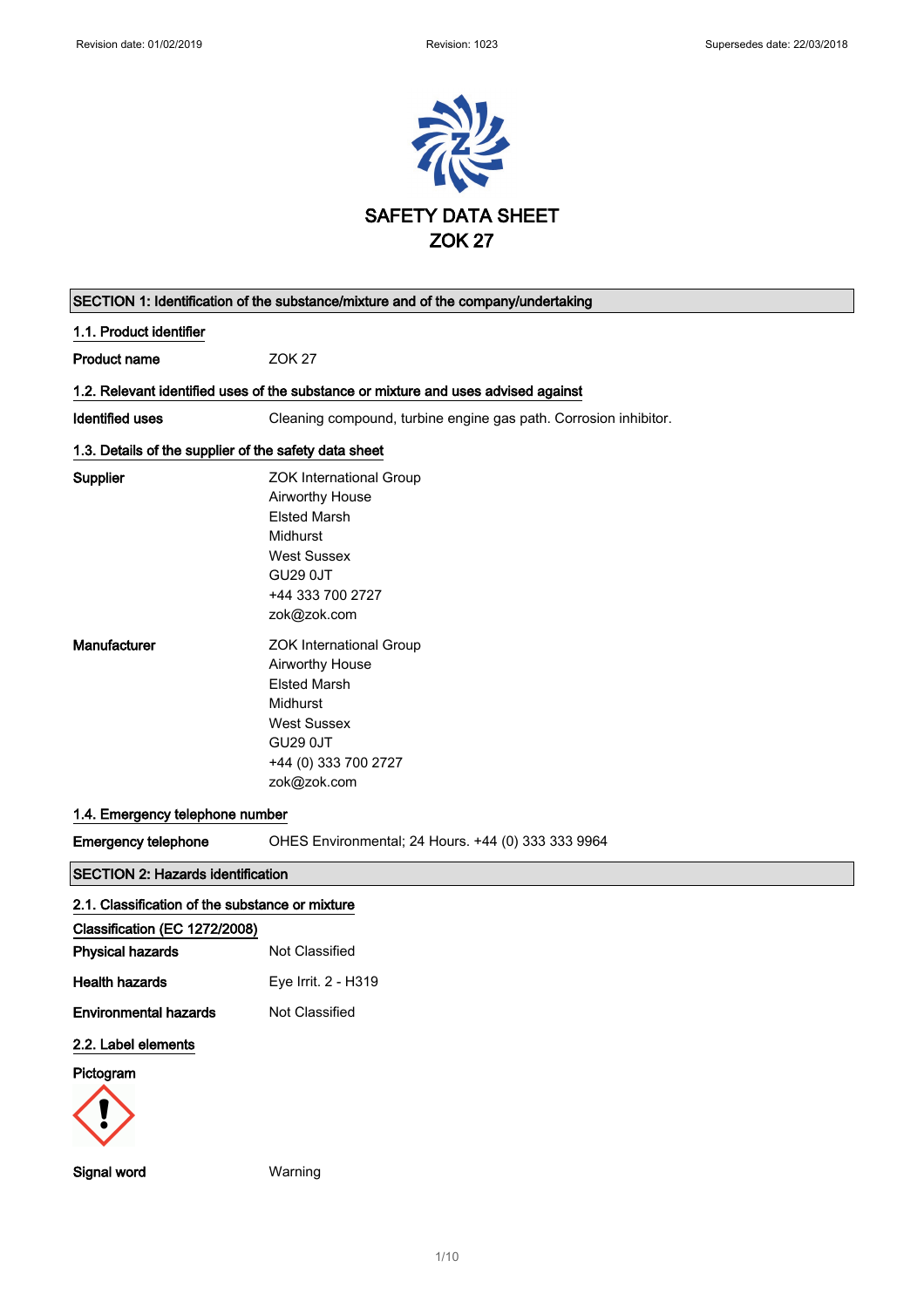# SAFETY DATA SHEET
# ZOK 27

## SECTION 1: Identification of the substance/mixture and of the company/undertaking

### 1.1. Product identifier

**Product name** ZOK 27

### 1.2. Relevant identified uses of the substance or mixture and uses advised against

**Identified uses** Cleaning compound, turbine engine gas path. Corrosion inhibitor.

### 1.3. Details of the supplier of the safety data sheet

**Supplier**
ZOK International Group
Airworthy House
Elsted Marsh
Midhurst
West Sussex
GU29 0JT
+44 333 700 2727
zok@zok.com

**Manufacturer**
ZOK International Group
Airworthy House
Elsted Marsh
Midhurst
West Sussex
GU29 0JT
+44 (0) 333 700 2727
zok@zok.com

### 1.4. Emergency telephone number

**Emergency telephone** OHES Environmental; 24 Hours. +44 (0) 333 333 9964

## SECTION 2: Hazards identification

### 2.1. Classification of the substance or mixture

**Classification (EC 1272/2008)**

**Physical hazards** Not Classified

**Health hazards** Eye Irrit. 2 - H319

**Environmental hazards** Not Classified

### 2.2. Label elements

**Pictogram**

**Signal word** Warning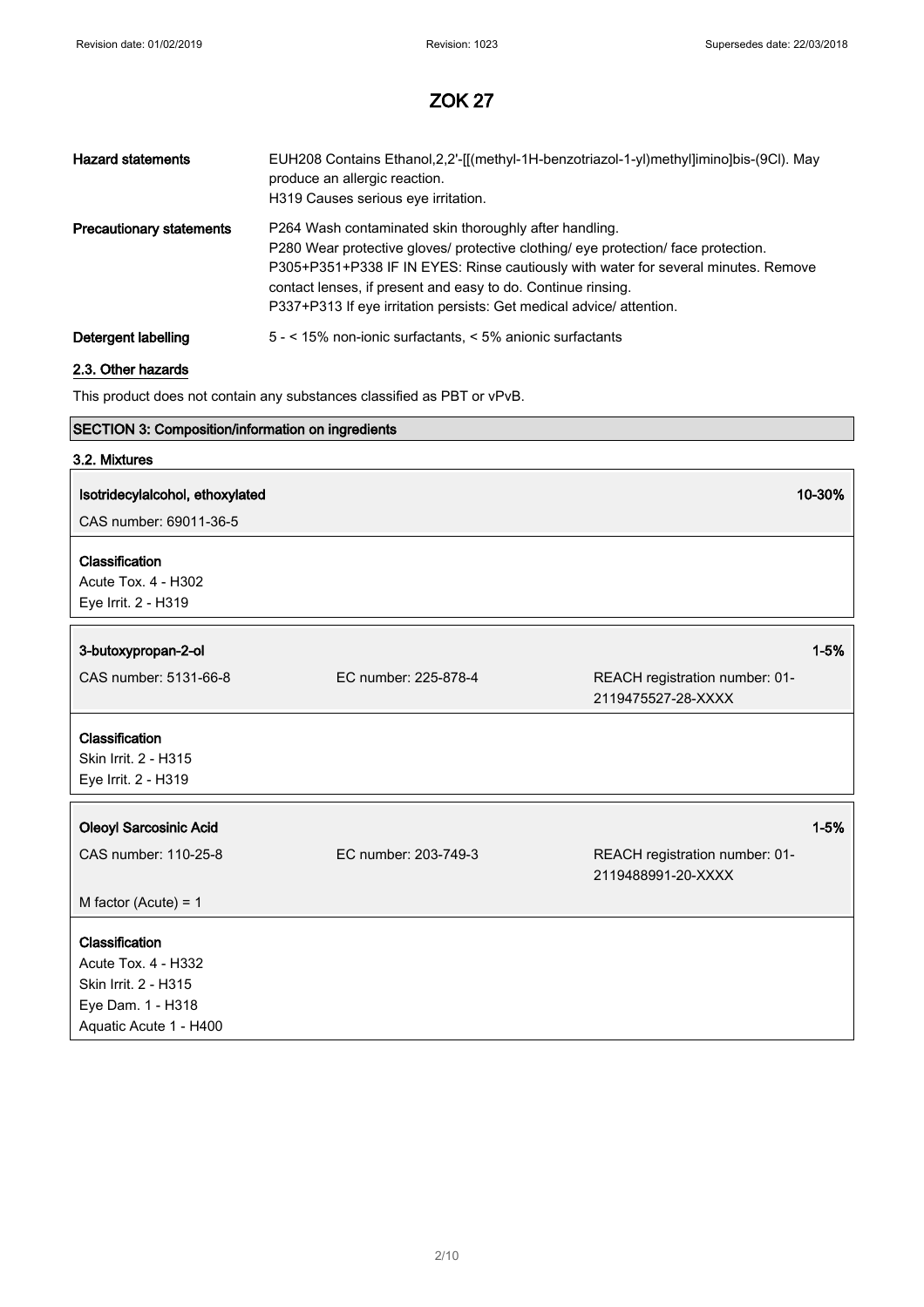# ZOK 27

| | |
|---|---|
| **Hazard statements** | EUH208 Contains Ethanol,2,2'-[[(methyl-1H-benzotriazol-1-yl)methyl]imino]bis-(9Cl). May produce an allergic reaction.<br>H319 Causes serious eye irritation. |
| **Precautionary statements** | P264 Wash contaminated skin thoroughly after handling.<br>P280 Wear protective gloves/ protective clothing/ eye protection/ face protection.<br>P305+P351+P338 IF IN EYES: Rinse cautiously with water for several minutes. Remove contact lenses, if present and easy to do. Continue rinsing.<br>P337+P313 If eye irritation persists: Get medical advice/ attention. |
| **Detergent labelling** | 5 - < 15% non-ionic surfactants, < 5% anionic surfactants |

## 2.3. Other hazards

This product does not contain any substances classified as PBT or vPvB.

## SECTION 3: Composition/information on ingredients

### 3.2. Mixtures

**Isotridecylalcohol, ethoxylated** — 10-30%

CAS number: 69011-36-5

**Classification**
Acute Tox. 4 - H302
Eye Irrit. 2 - H319

**3-butoxypropan-2-ol** — 1-5%

CAS number: 5131-66-8 | EC number: 225-878-4 | REACH registration number: 01-2119475527-28-XXXX

**Classification**
Skin Irrit. 2 - H315
Eye Irrit. 2 - H319

**Oleoyl Sarcosinic Acid** — 1-5%

CAS number: 110-25-8 | EC number: 203-749-3 | REACH registration number: 01-2119488991-20-XXXX

M factor (Acute) = 1

**Classification**
Acute Tox. 4 - H332
Skin Irrit. 2 - H315
Eye Dam. 1 - H318
Aquatic Acute 1 - H400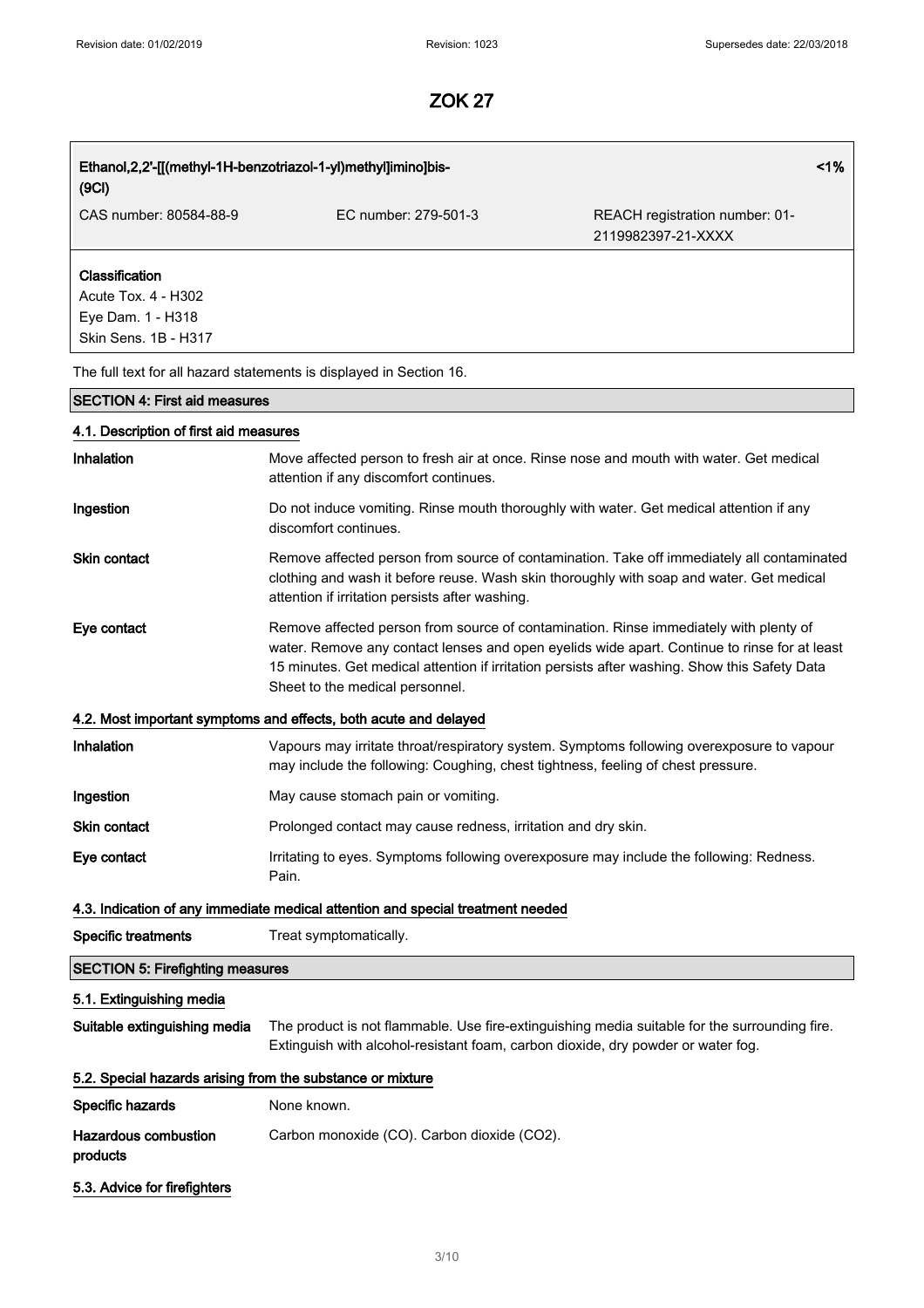# ZOK 27

| Ethanol,2,2'-[[(methyl-1H-benzotriazol-1-yl)methyl]imino]bis- (9CI) | | <1% |
|---|---|---|
| CAS number: 80584-88-9 | EC number: 279-501-3 | REACH registration number: 01-2119982397-21-XXXX |
| **Classification**<br>Acute Tox. 4 - H302<br>Eye Dam. 1 - H318<br>Skin Sens. 1B - H317 | | |

The full text for all hazard statements is displayed in Section 16.

## SECTION 4: First aid measures

### 4.1. Description of first aid measures

**Inhalation** Move affected person to fresh air at once. Rinse nose and mouth with water. Get medical attention if any discomfort continues.

**Ingestion** Do not induce vomiting. Rinse mouth thoroughly with water. Get medical attention if any discomfort continues.

**Skin contact** Remove affected person from source of contamination. Take off immediately all contaminated clothing and wash it before reuse. Wash skin thoroughly with soap and water. Get medical attention if irritation persists after washing.

**Eye contact** Remove affected person from source of contamination. Rinse immediately with plenty of water. Remove any contact lenses and open eyelids wide apart. Continue to rinse for at least 15 minutes. Get medical attention if irritation persists after washing. Show this Safety Data Sheet to the medical personnel.

### 4.2. Most important symptoms and effects, both acute and delayed

**Inhalation** Vapours may irritate throat/respiratory system. Symptoms following overexposure to vapour may include the following: Coughing, chest tightness, feeling of chest pressure.

**Ingestion** May cause stomach pain or vomiting.

**Skin contact** Prolonged contact may cause redness, irritation and dry skin.

**Eye contact** Irritating to eyes. Symptoms following overexposure may include the following: Redness. Pain.

### 4.3. Indication of any immediate medical attention and special treatment needed

**Specific treatments** Treat symptomatically.

## SECTION 5: Firefighting measures

### 5.1. Extinguishing media

**Suitable extinguishing media** The product is not flammable. Use fire-extinguishing media suitable for the surrounding fire. Extinguish with alcohol-resistant foam, carbon dioxide, dry powder or water fog.

### 5.2. Special hazards arising from the substance or mixture

**Specific hazards** None known.

**Hazardous combustion products** Carbon monoxide (CO). Carbon dioxide ($CO_2$).

### 5.3. Advice for firefighters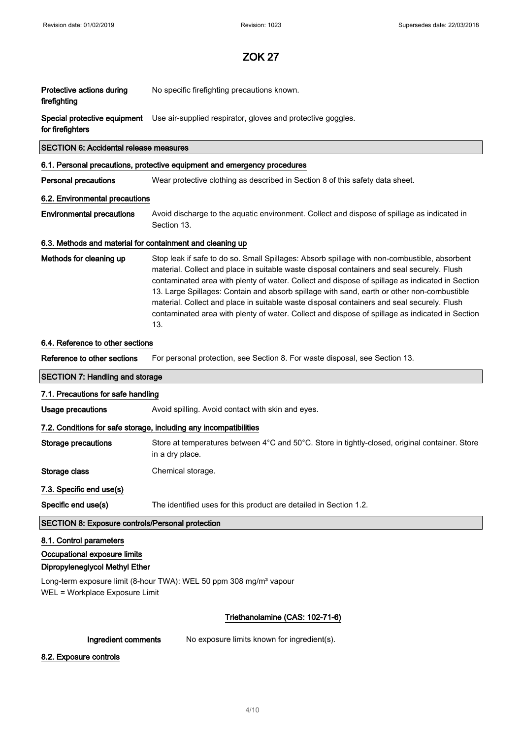# ZOK 27

**Protective actions during firefighting** No specific firefighting precautions known.

**Special protective equipment for firefighters** Use air-supplied respirator, gloves and protective goggles.

## SECTION 6: Accidental release measures

### 6.1. Personal precautions, protective equipment and emergency procedures

**Personal precautions** Wear protective clothing as described in Section 8 of this safety data sheet.

### 6.2. Environmental precautions

**Environmental precautions** Avoid discharge to the aquatic environment. Collect and dispose of spillage as indicated in Section 13.

### 6.3. Methods and material for containment and cleaning up

**Methods for cleaning up** Stop leak if safe to do so. Small Spillages: Absorb spillage with non-combustible, absorbent material. Collect and place in suitable waste disposal containers and seal securely. Flush contaminated area with plenty of water. Collect and dispose of spillage as indicated in Section 13. Large Spillages: Contain and absorb spillage with sand, earth or other non-combustible material. Collect and place in suitable waste disposal containers and seal securely. Flush contaminated area with plenty of water. Collect and dispose of spillage as indicated in Section 13.

### 6.4. Reference to other sections

**Reference to other sections** For personal protection, see Section 8. For waste disposal, see Section 13.

## SECTION 7: Handling and storage

### 7.1. Precautions for safe handling

**Usage precautions** Avoid spilling. Avoid contact with skin and eyes.

### 7.2. Conditions for safe storage, including any incompatibilities

**Storage precautions** Store at temperatures between 4°C and 50°C. Store in tightly-closed, original container. Store in a dry place.

**Storage class** Chemical storage.

### 7.3. Specific end use(s)

**Specific end use(s)** The identified uses for this product are detailed in Section 1.2.

## SECTION 8: Exposure controls/Personal protection

### 8.1. Control parameters

**Occupational exposure limits**

**Dipropyleneglycol Methyl Ether**

Long-term exposure limit (8-hour TWA): WEL 50 ppm 308 mg/m³ vapour
WEL = Workplace Exposure Limit

**Triethanolamine (CAS: 102-71-6)**

**Ingredient comments** No exposure limits known for ingredient(s).

### 8.2. Exposure controls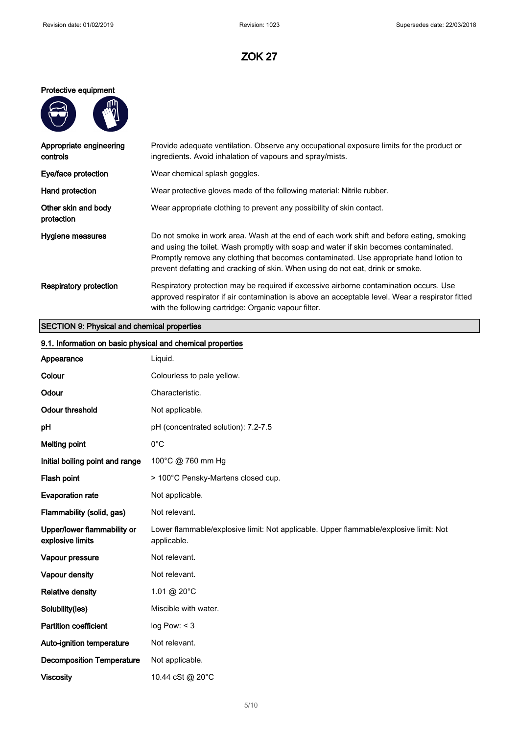# ZOK 27

**Protective equipment**

| | |
|---|---|
| **Appropriate engineering controls** | Provide adequate ventilation. Observe any occupational exposure limits for the product or ingredients. Avoid inhalation of vapours and spray/mists. |
| **Eye/face protection** | Wear chemical splash goggles. |
| **Hand protection** | Wear protective gloves made of the following material: Nitrile rubber. |
| **Other skin and body protection** | Wear appropriate clothing to prevent any possibility of skin contact. |
| **Hygiene measures** | Do not smoke in work area. Wash at the end of each work shift and before eating, smoking and using the toilet. Wash promptly with soap and water if skin becomes contaminated. Promptly remove any clothing that becomes contaminated. Use appropriate hand lotion to prevent defatting and cracking of skin. When using do not eat, drink or smoke. |
| **Respiratory protection** | Respiratory protection may be required if excessive airborne contamination occurs. Use approved respirator if air contamination is above an acceptable level. Wear a respirator fitted with the following cartridge: Organic vapour filter. |

## SECTION 9: Physical and chemical properties

### 9.1. Information on basic physical and chemical properties

| | |
|---|---|
| **Appearance** | Liquid. |
| **Colour** | Colourless to pale yellow. |
| **Odour** | Characteristic. |
| **Odour threshold** | Not applicable. |
| **pH** | pH (concentrated solution): 7.2-7.5 |
| **Melting point** | 0°C |
| **Initial boiling point and range** | 100°C @ 760 mm Hg |
| **Flash point** | > 100°C Pensky-Martens closed cup. |
| **Evaporation rate** | Not applicable. |
| **Flammability (solid, gas)** | Not relevant. |
| **Upper/lower flammability or explosive limits** | Lower flammable/explosive limit: Not applicable. Upper flammable/explosive limit: Not applicable. |
| **Vapour pressure** | Not relevant. |
| **Vapour density** | Not relevant. |
| **Relative density** | 1.01 @ 20°C |
| **Solubility(ies)** | Miscible with water. |
| **Partition coefficient** | log Pow: < 3 |
| **Auto-ignition temperature** | Not relevant. |
| **Decomposition Temperature** | Not applicable. |
| **Viscosity** | 10.44 cSt @ 20°C |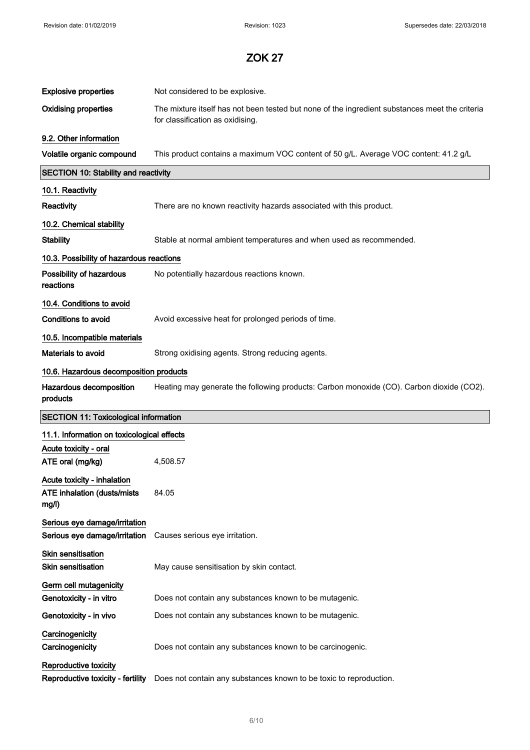# ZOK 27

| | |
|---|---|
| **Explosive properties** | Not considered to be explosive. |
| **Oxidising properties** | The mixture itself has not been tested but none of the ingredient substances meet the criteria for classification as oxidising. |

**9.2. Other information**

| | |
|---|---|
| **Volatile organic compound** | This product contains a maximum VOC content of 50 g/L. Average VOC content: 41.2 g/L |

## SECTION 10: Stability and reactivity

**10.1. Reactivity**

| | |
|---|---|
| **Reactivity** | There are no known reactivity hazards associated with this product. |

**10.2. Chemical stability**

| | |
|---|---|
| **Stability** | Stable at normal ambient temperatures and when used as recommended. |

**10.3. Possibility of hazardous reactions**

| | |
|---|---|
| **Possibility of hazardous reactions** | No potentially hazardous reactions known. |

**10.4. Conditions to avoid**

| | |
|---|---|
| **Conditions to avoid** | Avoid excessive heat for prolonged periods of time. |

**10.5. Incompatible materials**

| | |
|---|---|
| **Materials to avoid** | Strong oxidising agents. Strong reducing agents. |

**10.6. Hazardous decomposition products**

| | |
|---|---|
| **Hazardous decomposition products** | Heating may generate the following products: Carbon monoxide (CO). Carbon dioxide ($CO_2$). |

## SECTION 11: Toxicological information

**11.1. Information on toxicological effects**

**Acute toxicity - oral**

| | |
|---|---|
| **ATE oral (mg/kg)** | 4,508.57 |

**Acute toxicity - inhalation**

| | |
|---|---|
| **ATE inhalation (dusts/mists mg/l)** | 84.05 |

**Serious eye damage/irritation**

| | |
|---|---|
| **Serious eye damage/irritation** | Causes serious eye irritation. |

**Skin sensitisation**

| | |
|---|---|
| **Skin sensitisation** | May cause sensitisation by skin contact. |

**Germ cell mutagenicity**

| | |
|---|---|
| **Genotoxicity - in vitro** | Does not contain any substances known to be mutagenic. |
| **Genotoxicity - in vivo** | Does not contain any substances known to be mutagenic. |

**Carcinogenicity**

| | |
|---|---|
| **Carcinogenicity** | Does not contain any substances known to be carcinogenic. |

**Reproductive toxicity**

| | |
|---|---|
| **Reproductive toxicity - fertility** | Does not contain any substances known to be toxic to reproduction. |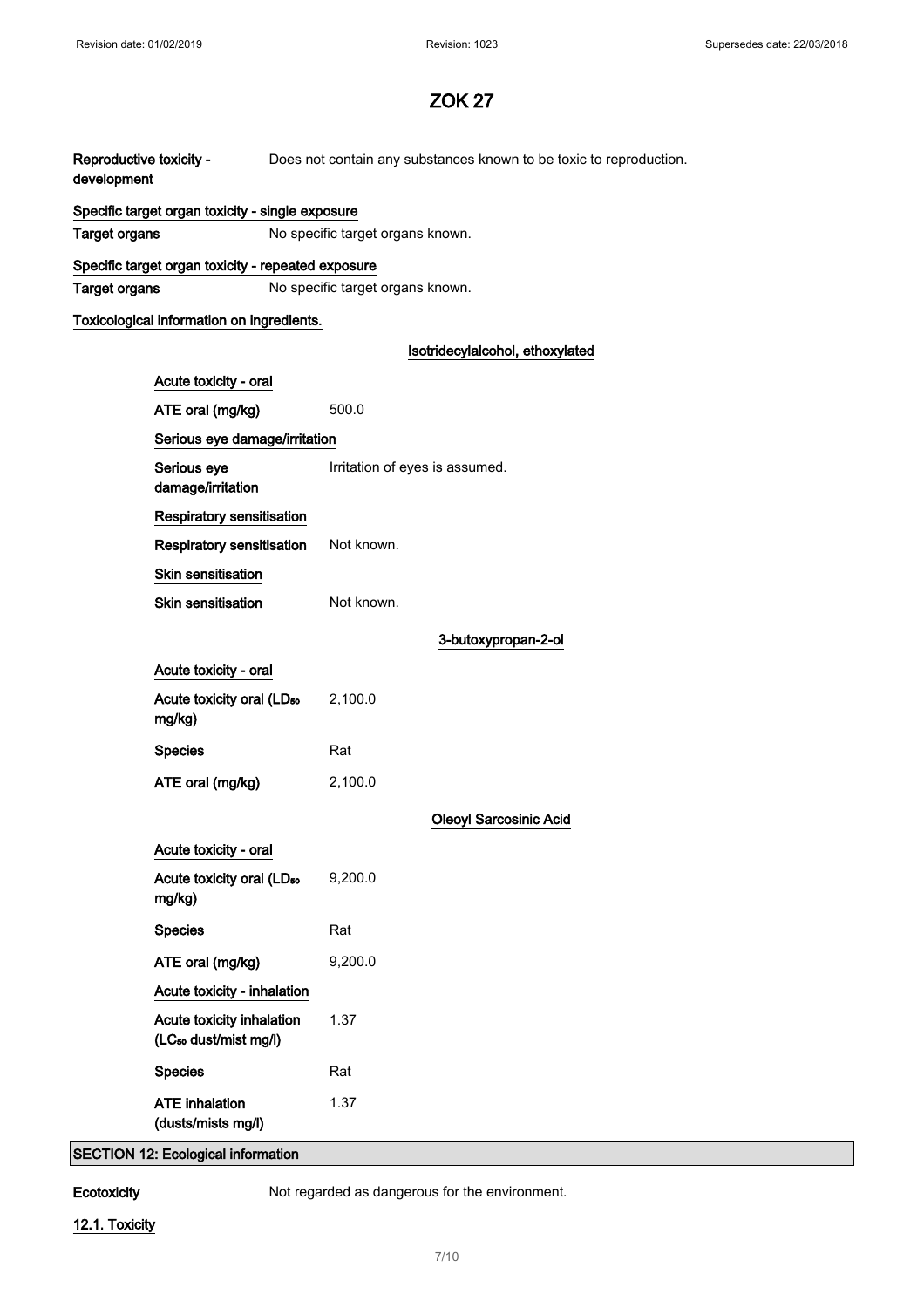# ZOK 27

**Reproductive toxicity - development** Does not contain any substances known to be toxic to reproduction.

**Specific target organ toxicity - single exposure**

**Target organs** No specific target organs known.

**Specific target organ toxicity - repeated exposure**

**Target organs** No specific target organs known.

**Toxicological information on ingredients.**

**Isotridecylalcohol, ethoxylated**

**Acute toxicity - oral**

| | |
|---|---|
| **ATE oral (mg/kg)** | 500.0 |

**Serious eye damage/irritation**

| | |
|---|---|
| **Serious eye damage/irritation** | Irritation of eyes is assumed. |

**Respiratory sensitisation**

| | |
|---|---|
| **Respiratory sensitisation** | Not known. |

**Skin sensitisation**

| | |
|---|---|
| **Skin sensitisation** | Not known. |

**3-butoxypropan-2-ol**

**Acute toxicity - oral**

| | |
|---|---|
| **Acute toxicity oral ($LD_{50}$ mg/kg)** | 2,100.0 |
| **Species** | Rat |
| **ATE oral (mg/kg)** | 2,100.0 |

**Oleoyl Sarcosinic Acid**

**Acute toxicity - oral**

| | |
|---|---|
| **Acute toxicity oral ($LD_{50}$ mg/kg)** | 9,200.0 |
| **Species** | Rat |
| **ATE oral (mg/kg)** | 9,200.0 |

**Acute toxicity - inhalation**

| | |
|---|---|
| **Acute toxicity inhalation ($LC_{50}$ dust/mist mg/l)** | 1.37 |
| **Species** | Rat |
| **ATE inhalation (dusts/mists mg/l)** | 1.37 |

## SECTION 12: Ecological information

**Ecotoxicity** Not regarded as dangerous for the environment.

**12.1. Toxicity**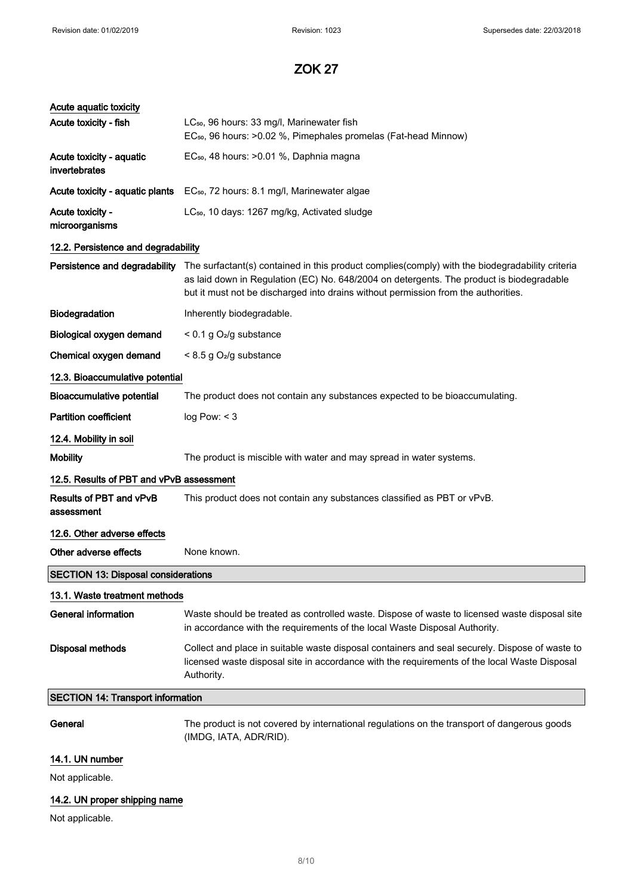# ZOK 27

### Acute aquatic toxicity

| | |
|---|---|
| **Acute toxicity - fish** | $LC_{50}$, 96 hours: 33 mg/l, Marinewater fish<br>$EC_{50}$, 96 hours: >0.02 %, Pimephales promelas (Fat-head Minnow) |
| **Acute toxicity - aquatic invertebrates** | $EC_{50}$, 48 hours: >0.01 %, Daphnia magna |
| **Acute toxicity - aquatic plants** | $EC_{50}$, 72 hours: 8.1 mg/l, Marinewater algae |
| **Acute toxicity - microorganisms** | $LC_{50}$, 10 days: 1267 mg/kg, Activated sludge |

### 12.2. Persistence and degradability

| | |
|---|---|
| **Persistence and degradability** | The surfactant(s) contained in this product complies(comply) with the biodegradability criteria as laid down in Regulation (EC) No. 648/2004 on detergents. The product is biodegradable but it must not be discharged into drains without permission from the authorities. |
| **Biodegradation** | Inherently biodegradable. |
| **Biological oxygen demand** | < 0.1 g $O_2$/g substance |
| **Chemical oxygen demand** | < 8.5 g $O_2$/g substance |

### 12.3. Bioaccumulative potential

| | |
|---|---|
| **Bioaccumulative potential** | The product does not contain any substances expected to be bioaccumulating. |
| **Partition coefficient** | log Pow: < 3 |

### 12.4. Mobility in soil

| | |
|---|---|
| **Mobility** | The product is miscible with water and may spread in water systems. |

### 12.5. Results of PBT and vPvB assessment

| | |
|---|---|
| **Results of PBT and vPvB assessment** | This product does not contain any substances classified as PBT or vPvB. |

### 12.6. Other adverse effects

| | |
|---|---|
| **Other adverse effects** | None known. |

## SECTION 13: Disposal considerations

### 13.1. Waste treatment methods

| | |
|---|---|
| **General information** | Waste should be treated as controlled waste. Dispose of waste to licensed waste disposal site in accordance with the requirements of the local Waste Disposal Authority. |
| **Disposal methods** | Collect and place in suitable waste disposal containers and seal securely. Dispose of waste to licensed waste disposal site in accordance with the requirements of the local Waste Disposal Authority. |

## SECTION 14: Transport information

| | |
|---|---|
| **General** | The product is not covered by international regulations on the transport of dangerous goods (IMDG, IATA, ADR/RID). |

### 14.1. UN number

Not applicable.

### 14.2. UN proper shipping name

Not applicable.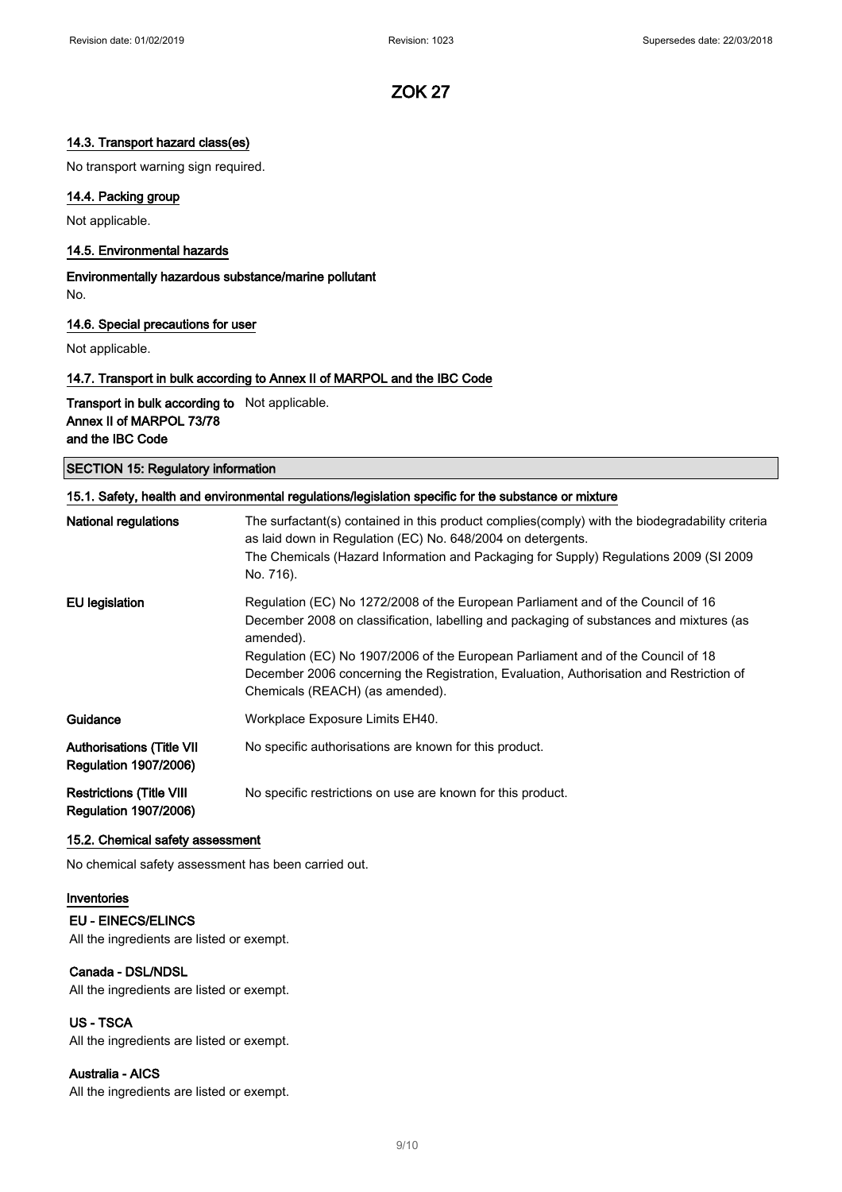# ZOK 27

### 14.3. Transport hazard class(es)

No transport warning sign required.

### 14.4. Packing group

Not applicable.

### 14.5. Environmental hazards

**Environmentally hazardous substance/marine pollutant**

No.

### 14.6. Special precautions for user

Not applicable.

### 14.7. Transport in bulk according to Annex II of MARPOL and the IBC Code

| | |
|---|---|
| **Transport in bulk according to Annex II of MARPOL 73/78 and the IBC Code** | Not applicable. |

## SECTION 15: Regulatory information

### 15.1. Safety, health and environmental regulations/legislation specific for the substance or mixture

| | |
|---|---|
| **National regulations** | The surfactant(s) contained in this product complies(comply) with the biodegradability criteria as laid down in Regulation (EC) No. 648/2004 on detergents.<br>The Chemicals (Hazard Information and Packaging for Supply) Regulations 2009 (SI 2009 No. 716). |
| **EU legislation** | Regulation (EC) No 1272/2008 of the European Parliament and of the Council of 16 December 2008 on classification, labelling and packaging of substances and mixtures (as amended).<br>Regulation (EC) No 1907/2006 of the European Parliament and of the Council of 18 December 2006 concerning the Registration, Evaluation, Authorisation and Restriction of Chemicals (REACH) (as amended). |
| **Guidance** | Workplace Exposure Limits EH40. |
| **Authorisations (Title VII Regulation 1907/2006)** | No specific authorisations are known for this product. |
| **Restrictions (Title VIII Regulation 1907/2006)** | No specific restrictions on use are known for this product. |

### 15.2. Chemical safety assessment

No chemical safety assessment has been carried out.

### Inventories

**EU - EINECS/ELINCS**

All the ingredients are listed or exempt.

**Canada - DSL/NDSL**

All the ingredients are listed or exempt.

**US - TSCA**

All the ingredients are listed or exempt.

**Australia - AICS**

All the ingredients are listed or exempt.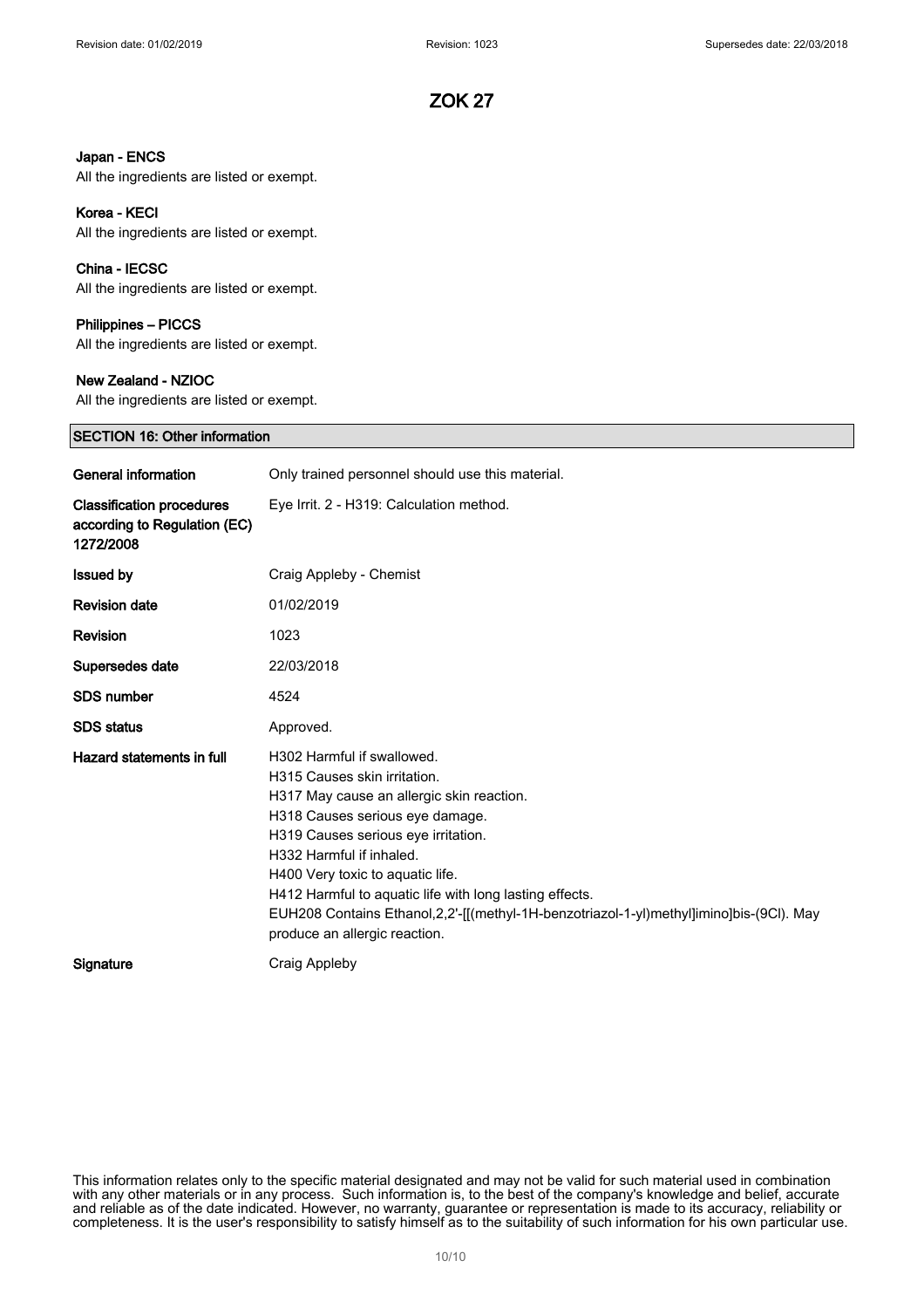# ZOK 27

**Japan - ENCS**

All the ingredients are listed or exempt.

**Korea - KECI**

All the ingredients are listed or exempt.

**China - IECSC**

All the ingredients are listed or exempt.

**Philippines – PICCS**

All the ingredients are listed or exempt.

**New Zealand - NZIOC**

All the ingredients are listed or exempt.

## SECTION 16: Other information

| | |
|---|---|
| **General information** | Only trained personnel should use this material. |
| **Classification procedures according to Regulation (EC) 1272/2008** | Eye Irrit. 2 - H319: Calculation method. |
| **Issued by** | Craig Appleby - Chemist |
| **Revision date** | 01/02/2019 |
| **Revision** | 1023 |
| **Supersedes date** | 22/03/2018 |
| **SDS number** | 4524 |
| **SDS status** | Approved. |
| **Hazard statements in full** | H302 Harmful if swallowed.<br>H315 Causes skin irritation.<br>H317 May cause an allergic skin reaction.<br>H318 Causes serious eye damage.<br>H319 Causes serious eye irritation.<br>H332 Harmful if inhaled.<br>H400 Very toxic to aquatic life.<br>H412 Harmful to aquatic life with long lasting effects.<br>EUH208 Contains Ethanol,2,2'-[[(methyl-1H-benzotriazol-1-yl)methyl]imino]bis-(9Cl). May produce an allergic reaction. |
| **Signature** | Craig Appleby |

This information relates only to the specific material designated and may not be valid for such material used in combination with any other materials or in any process. Such information is, to the best of the company's knowledge and belief, accurate and reliable as of the date indicated. However, no warranty, guarantee or representation is made to its accuracy, reliability or completeness. It is the user's responsibility to satisfy himself as to the suitability of such information for his own particular use.